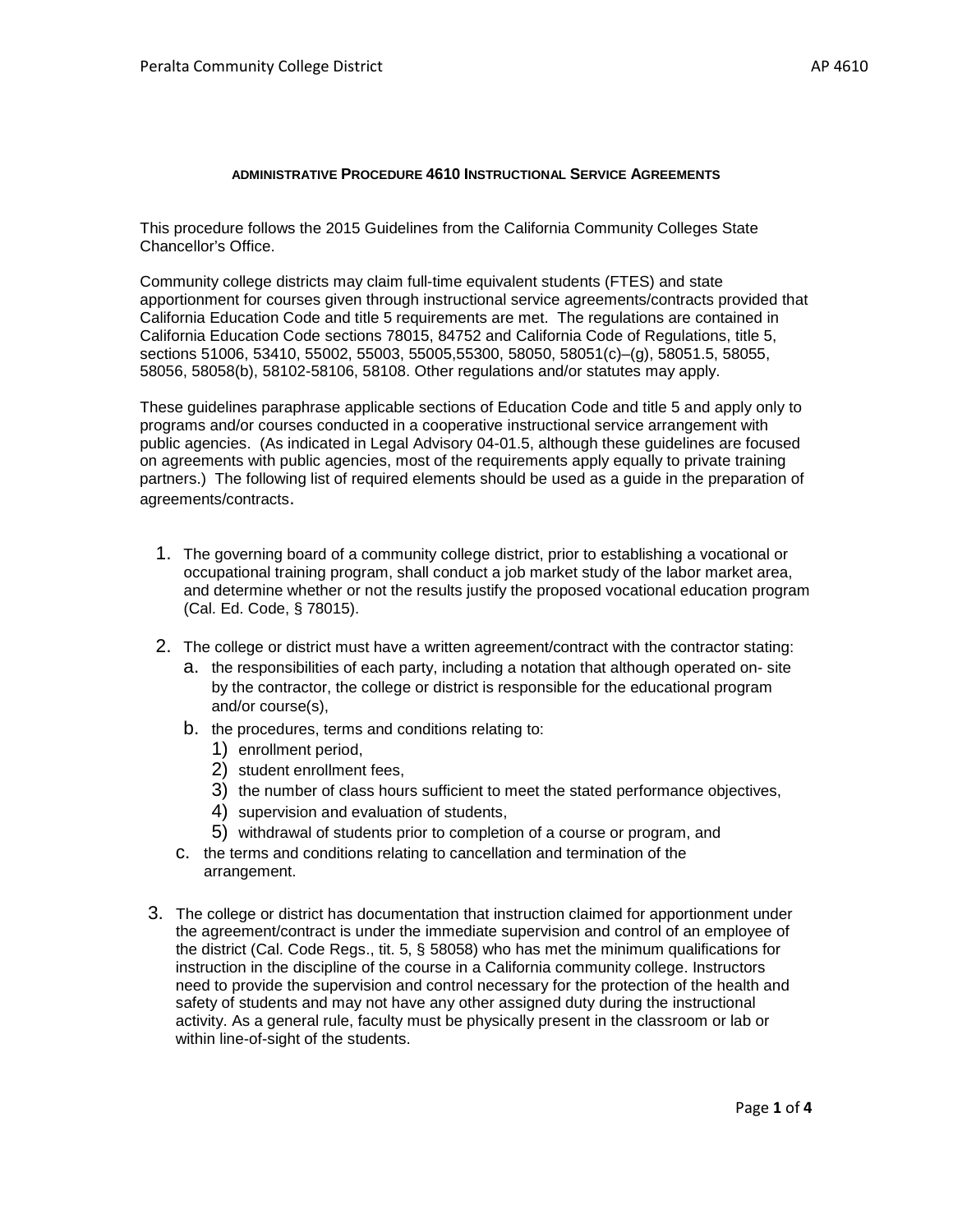## ADMINISTRATIVE PROCEDURE 4610 INSTRUCTIONAL SERVICE AGREEMENTS

This procedure follows the 2015 Guidelines from the California Community Colleges State Chancellor's Office.

Community college districts may claim full-time equivalent students (FTES) and state apportionment for courses given through instructional service agreements/contracts provided that California Education Code and title 5 requirements are met. The regulations are contained in California Education Code sections 78015, 84752 and California Code of Regulations, title 5, sections 51006, 53410, 55002, 55003, 55005,55300, 58050, 58051(c)–(g), 58051.5, 58055, 58056, 58058(b), 58102-58106, 58108. Other regulations and/or statutes may apply.

These guidelines paraphrase applicable sections of Education Code and title 5 and apply only to programs and/or courses conducted in a cooperative instructional service arrangement with public agencies. (As indicated in Legal Advisory 04-01.5, although these guidelines are focused on agreements with public agencies, most of the requirements apply equally to private training partners.) The following list of required elements should be used as a guide in the preparation of agreements/contracts.

1. The governing board of a community college district, prior to establishing a vocational or occupational training program, shall conduct a job market study of the labor market area, and determine whether or not the results justify the proposed vocational education program (Cal. Ed. Code, § 78015).

2. The college or district must have a written agreement/contract with the contractor stating:
   a. the responsibilities of each party, including a notation that although operated on- site by the contractor, the college or district is responsible for the educational program and/or course(s),
   b. the procedures, terms and conditions relating to:
      1) enrollment period,
      2) student enrollment fees,
      3) the number of class hours sufficient to meet the stated performance objectives,
      4) supervision and evaluation of students,
      5) withdrawal of students prior to completion of a course or program, and
   c. the terms and conditions relating to cancellation and termination of the arrangement.

3. The college or district has documentation that instruction claimed for apportionment under the agreement/contract is under the immediate supervision and control of an employee of the district (Cal. Code Regs., tit. 5, § 58058) who has met the minimum qualifications for instruction in the discipline of the course in a California community college. Instructors need to provide the supervision and control necessary for the protection of the health and safety of students and may not have any other assigned duty during the instructional activity. As a general rule, faculty must be physically present in the classroom or lab or within line-of-sight of the students.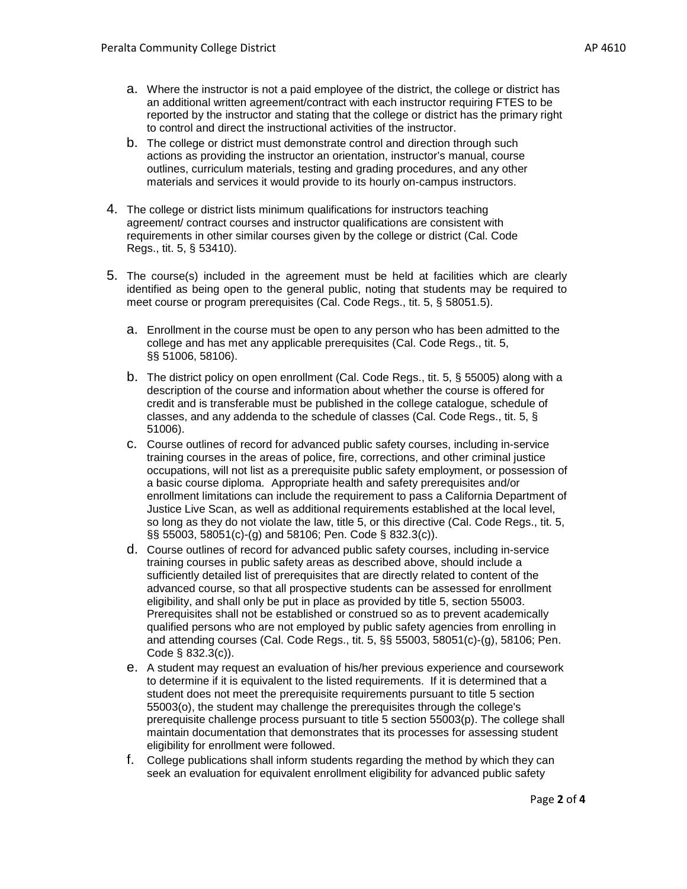a. Where the instructor is not a paid employee of the district, the college or district has an additional written agreement/contract with each instructor requiring FTES to be reported by the instructor and stating that the college or district has the primary right to control and direct the instructional activities of the instructor.
   b. The college or district must demonstrate control and direction through such actions as providing the instructor an orientation, instructor's manual, course outlines, curriculum materials, testing and grading procedures, and any other materials and services it would provide to its hourly on-campus instructors.

4. The college or district lists minimum qualifications for instructors teaching agreement/ contract courses and instructor qualifications are consistent with requirements in other similar courses given by the college or district (Cal. Code Regs., tit. 5, § 53410).

5. The course(s) included in the agreement must be held at facilities which are clearly identified as being open to the general public, noting that students may be required to meet course or program prerequisites (Cal. Code Regs., tit. 5, § 58051.5).

   a. Enrollment in the course must be open to any person who has been admitted to the college and has met any applicable prerequisites (Cal. Code Regs., tit. 5, §§ 51006, 58106).
   b. The district policy on open enrollment (Cal. Code Regs., tit. 5, § 55005) along with a description of the course and information about whether the course is offered for credit and is transferable must be published in the college catalogue, schedule of classes, and any addenda to the schedule of classes (Cal. Code Regs., tit. 5, § 51006).
   c. Course outlines of record for advanced public safety courses, including in-service training courses in the areas of police, fire, corrections, and other criminal justice occupations, will not list as a prerequisite public safety employment, or possession of a basic course diploma. Appropriate health and safety prerequisites and/or enrollment limitations can include the requirement to pass a California Department of Justice Live Scan, as well as additional requirements established at the local level, so long as they do not violate the law, title 5, or this directive (Cal. Code Regs., tit. 5, §§ 55003, 58051(c)-(g) and 58106; Pen. Code § 832.3(c)).
   d. Course outlines of record for advanced public safety courses, including in-service training courses in public safety areas as described above, should include a sufficiently detailed list of prerequisites that are directly related to content of the advanced course, so that all prospective students can be assessed for enrollment eligibility, and shall only be put in place as provided by title 5, section 55003. Prerequisites shall not be established or construed so as to prevent academically qualified persons who are not employed by public safety agencies from enrolling in and attending courses (Cal. Code Regs., tit. 5, §§ 55003, 58051(c)-(g), 58106; Pen. Code § 832.3(c)).
   e. A student may request an evaluation of his/her previous experience and coursework to determine if it is equivalent to the listed requirements. If it is determined that a student does not meet the prerequisite requirements pursuant to title 5 section 55003(o), the student may challenge the prerequisites through the college's prerequisite challenge process pursuant to title 5 section 55003(p). The college shall maintain documentation that demonstrates that its processes for assessing student eligibility for enrollment were followed.
   f. College publications shall inform students regarding the method by which they can seek an evaluation for equivalent enrollment eligibility for advanced public safety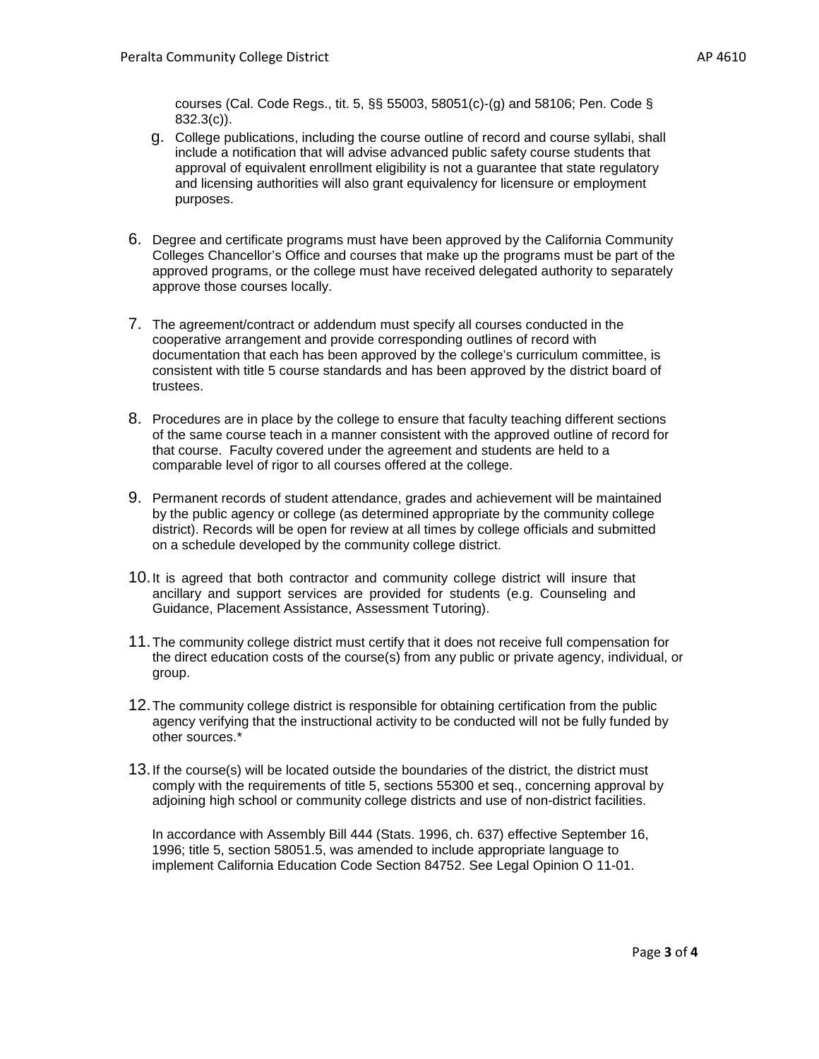courses (Cal. Code Regs., tit. 5, §§ 55003, 58051(c)-(g) and 58106; Pen. Code § 832.3(c)).

g. College publications, including the course outline of record and course syllabi, shall include a notification that will advise advanced public safety course students that approval of equivalent enrollment eligibility is not a guarantee that state regulatory and licensing authorities will also grant equivalency for licensure or employment purposes.

6. Degree and certificate programs must have been approved by the California Community Colleges Chancellor's Office and courses that make up the programs must be part of the approved programs, or the college must have received delegated authority to separately approve those courses locally.

7. The agreement/contract or addendum must specify all courses conducted in the cooperative arrangement and provide corresponding outlines of record with documentation that each has been approved by the college's curriculum committee, is consistent with title 5 course standards and has been approved by the district board of trustees.

8. Procedures are in place by the college to ensure that faculty teaching different sections of the same course teach in a manner consistent with the approved outline of record for that course. Faculty covered under the agreement and students are held to a comparable level of rigor to all courses offered at the college.

9. Permanent records of student attendance, grades and achievement will be maintained by the public agency or college (as determined appropriate by the community college district). Records will be open for review at all times by college officials and submitted on a schedule developed by the community college district.

10. It is agreed that both contractor and community college district will insure that ancillary and support services are provided for students (e.g. Counseling and Guidance, Placement Assistance, Assessment Tutoring).

11. The community college district must certify that it does not receive full compensation for the direct education costs of the course(s) from any public or private agency, individual, or group.

12. The community college district is responsible for obtaining certification from the public agency verifying that the instructional activity to be conducted will not be fully funded by other sources.*

13. If the course(s) will be located outside the boundaries of the district, the district must comply with the requirements of title 5, sections 55300 et seq., concerning approval by adjoining high school or community college districts and use of non-district facilities.

    In accordance with Assembly Bill 444 (Stats. 1996, ch. 637) effective September 16, 1996; title 5, section 58051.5, was amended to include appropriate language to implement California Education Code Section 84752. See Legal Opinion O 11-01.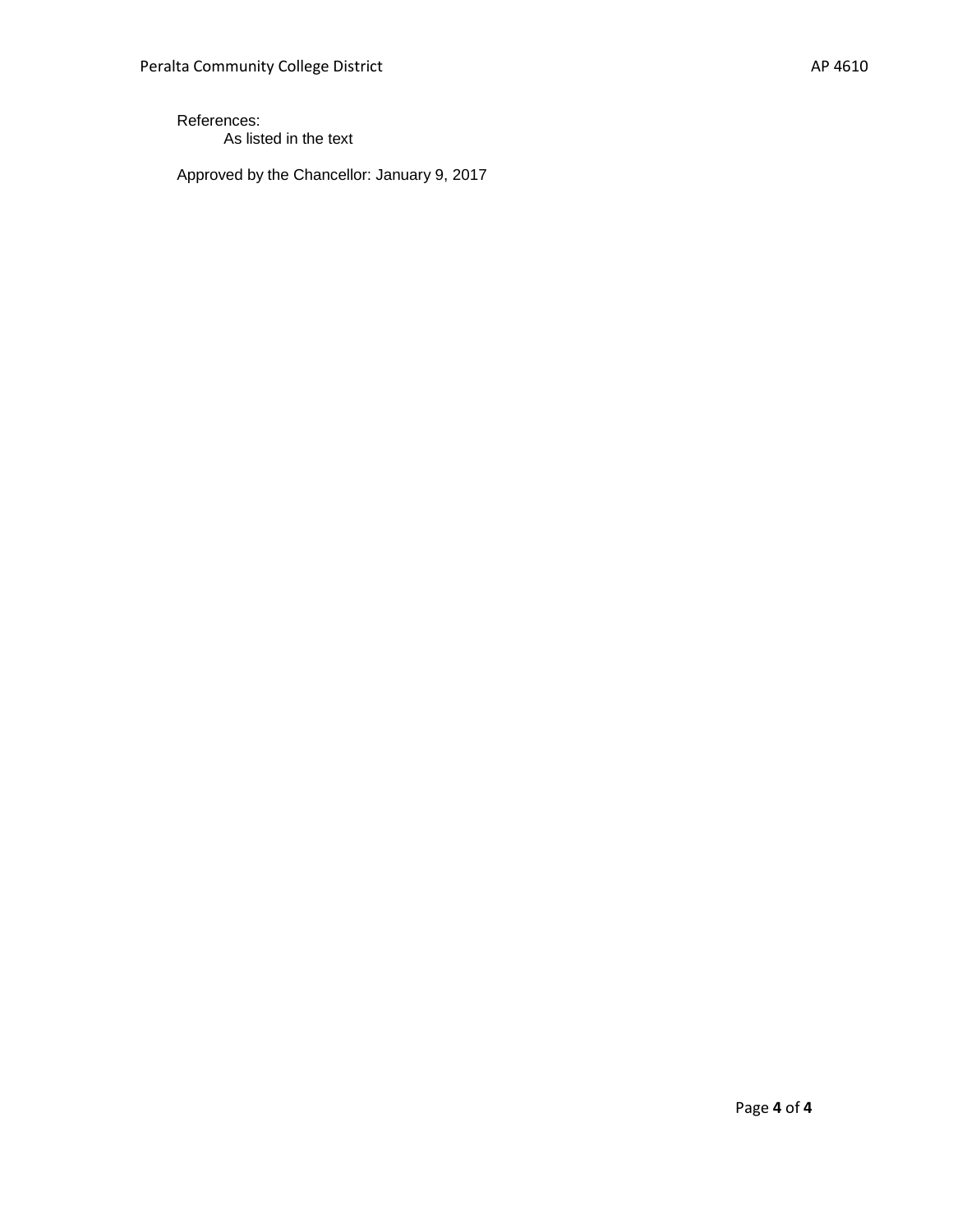References:
As listed in the text

Approved by the Chancellor: January 9, 2017